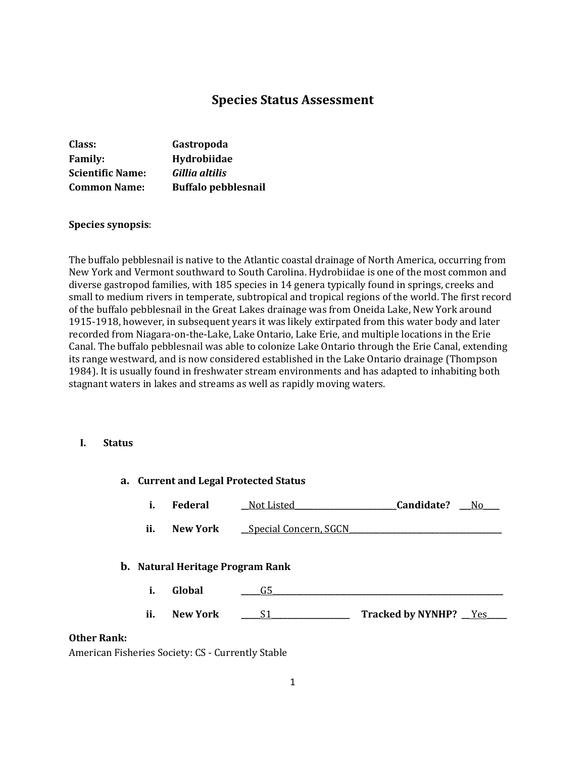# Species Status Assessment

**Class:** **Gastropoda**
**Family:** **Hydrobiidae**
**Scientific Name:** ***Gillia altilis***
**Common Name:** **Buffalo pebblesnail**

**Species synopsis**:

The buffalo pebblesnail is native to the Atlantic coastal drainage of North America, occurring from New York and Vermont southward to South Carolina. Hydrobiidae is one of the most common and diverse gastropod families, with 185 species in 14 genera typically found in springs, creeks and small to medium rivers in temperate, subtropical and tropical regions of the world. The first record of the buffalo pebblesnail in the Great Lakes drainage was from Oneida Lake, New York around 1915-1918, however, in subsequent years it was likely extirpated from this water body and later recorded from Niagara-on-the-Lake, Lake Ontario, Lake Erie, and multiple locations in the Erie Canal. The buffalo pebblesnail was able to colonize Lake Ontario through the Erie Canal, extending its range westward, and is now considered established in the Lake Ontario drainage (Thompson 1984). It is usually found in freshwater stream environments and has adapted to inhabiting both stagnant waters in lakes and streams as well as rapidly moving waters.

## I. Status

### a. Current and Legal Protected Status

i. **Federal** Not Listed **Candidate?** No

ii. **New York** Special Concern, SGCN

### b. Natural Heritage Program Rank

i. **Global** G5

ii. **New York** S1 **Tracked by NYNHP?** Yes

**Other Rank:**
American Fisheries Society: CS - Currently Stable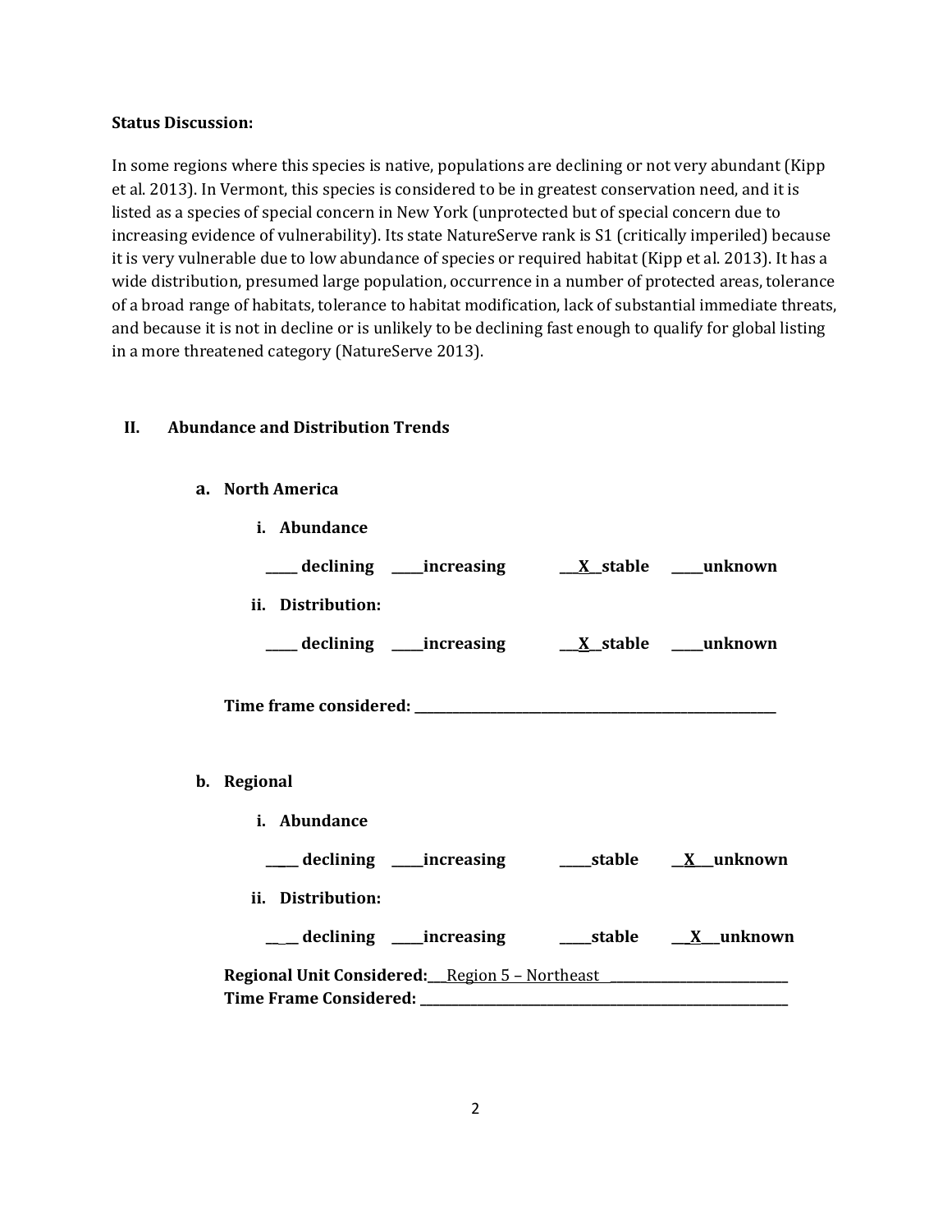**Status Discussion:**

In some regions where this species is native, populations are declining or not very abundant (Kipp et al. 2013). In Vermont, this species is considered to be in greatest conservation need, and it is listed as a species of special concern in New York (unprotected but of special concern due to increasing evidence of vulnerability). Its state NatureServe rank is S1 (critically imperiled) because it is very vulnerable due to low abundance of species or required habitat (Kipp et al. 2013). It has a wide distribution, presumed large population, occurrence in a number of protected areas, tolerance of a broad range of habitats, tolerance to habitat modification, lack of substantial immediate threats, and because it is not in decline or is unlikely to be declining fast enough to qualify for global listing in a more threatened category (NatureServe 2013).

## II. Abundance and Distribution Trends

### a. North America

**i. Abundance**

**_____ declining _____increasing __X__stable _____unknown**

**ii. Distribution:**

**_____ declining _____increasing __X__stable _____unknown**

**Time frame considered: ___________________________________________**

### b. Regional

**i. Abundance**

**_____ declining _____increasing _____stable __X__unknown**

**ii. Distribution:**

**_____ declining _____increasing _____stable __X__unknown**

**Regional Unit Considered:** Region 5 – Northeast ___________________

**Time Frame Considered: ___________________________________________**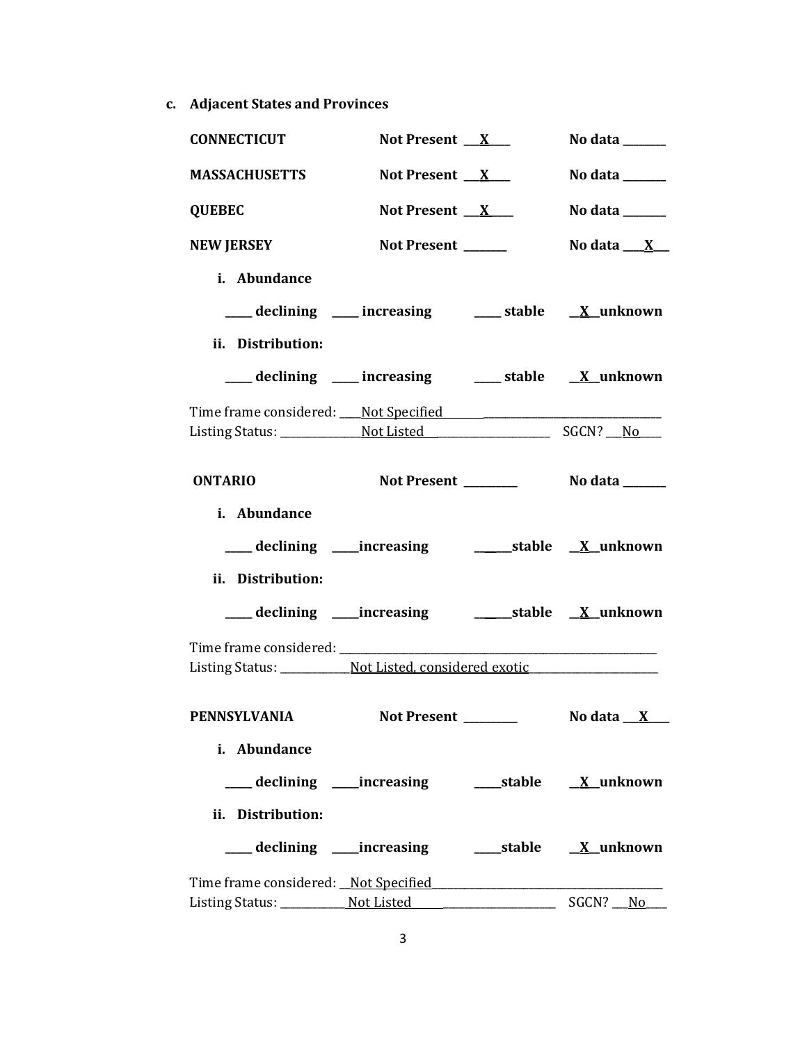**c. Adjacent States and Provinces**

**CONNECTICUT** **Not Present \_\_X\_\_** **No data \_\_\_\_\_\_**

**MASSACHUSETTS** **Not Present \_\_X\_\_** **No data \_\_\_\_\_\_**

**QUEBEC** **Not Present \_\_X\_\_** **No data \_\_\_\_\_\_**

**NEW JERSEY** **Not Present \_\_\_\_\_\_** **No data \_\_X\_\_**

**i. Abundance**

**\_\_\_\_ declining \_\_\_\_ increasing \_\_\_\_ stable \_\_X\_\_unknown**

**ii. Distribution:**

**\_\_\_\_ declining \_\_\_\_ increasing \_\_\_\_ stable \_\_X\_\_unknown**

Time frame considered: \_\_\_Not Specified\_\_\_\_\_\_\_\_\_\_\_\_\_\_\_\_\_\_\_\_\_\_\_\_\_\_
Listing Status: \_\_\_\_\_\_\_\_\_\_Not Listed\_\_\_\_\_\_\_\_\_\_\_\_\_\_\_\_\_ SGCN? \_\_No\_\_\_

**ONTARIO** **Not Present \_\_\_\_\_\_\_** **No data \_\_\_\_\_\_**

**i. Abundance**

**\_\_\_\_ declining \_\_\_\_increasing \_\_\_\_\_stable \_\_X\_\_unknown**

**ii. Distribution:**

**\_\_\_\_ declining \_\_\_\_increasing \_\_\_\_\_stable \_\_X\_\_unknown**

Time frame considered: \_\_\_\_\_\_\_\_\_\_\_\_\_\_\_\_\_\_\_\_\_\_\_\_\_\_\_\_\_\_\_\_\_\_\_\_\_\_\_\_
Listing Status: \_\_\_\_\_\_\_\_\_Not Listed, considered exotic\_\_\_\_\_\_\_\_\_\_\_\_\_\_\_\_\_

**PENNSYLVANIA** **Not Present \_\_\_\_\_\_\_** **No data \_\_X\_\_\_**

**i. Abundance**

**\_\_\_\_ declining \_\_\_\_increasing \_\_\_\_stable \_\_X\_\_unknown**

**ii. Distribution:**

**\_\_\_\_ declining \_\_\_\_increasing \_\_\_\_stable \_\_X\_\_unknown**

Time frame considered: \_\_Not Specified\_\_\_\_\_\_\_\_\_\_\_\_\_\_\_\_\_\_\_\_\_\_\_\_\_\_\_\_\_\_\_
Listing Status: \_\_\_\_\_\_\_\_\_Not Listed\_\_\_\_\_\_\_\_\_\_\_\_\_\_\_\_\_\_ SGCN? \_\_No\_\_\_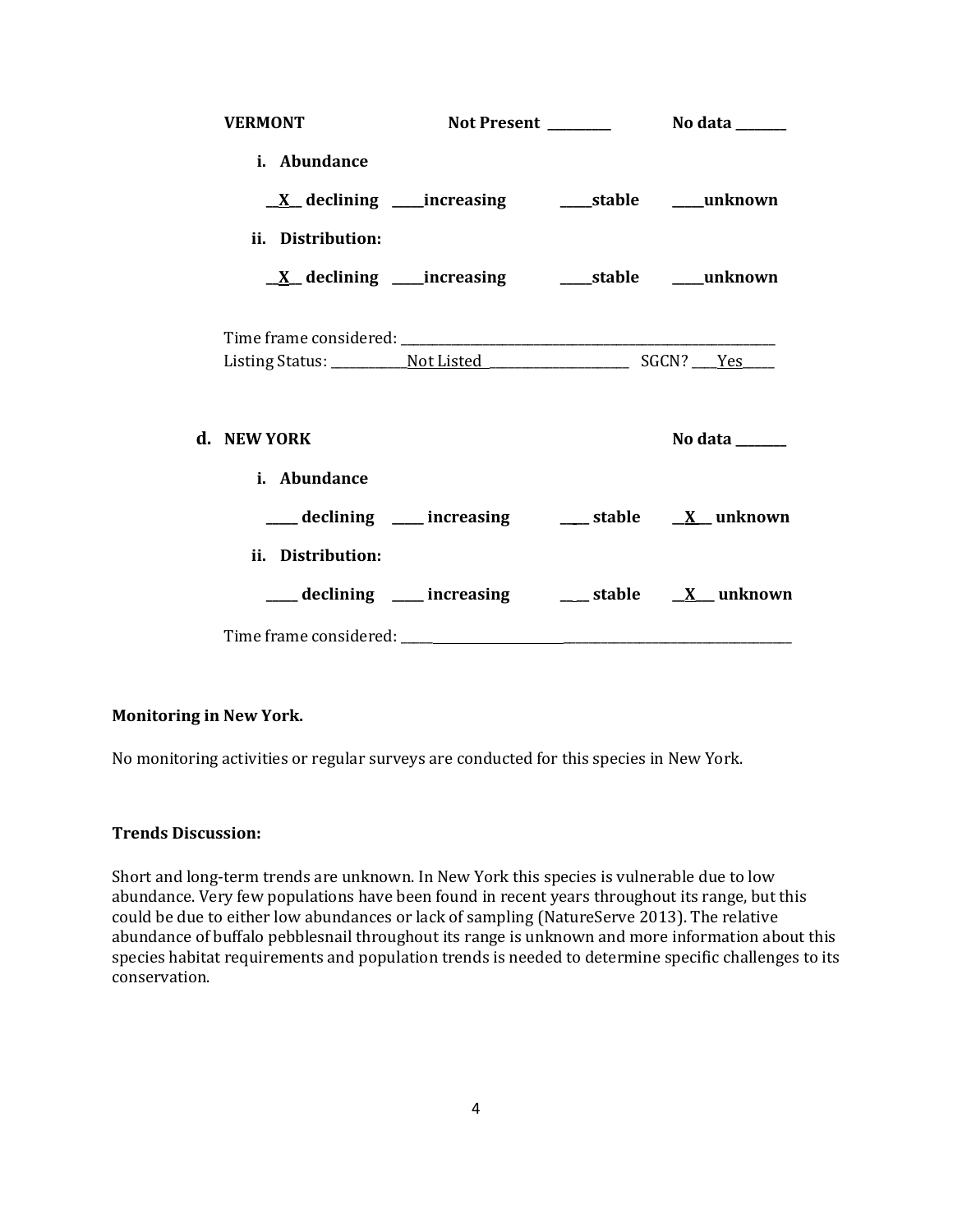**VERMONT** **Not Present** _________ **No data** _______

**i. Abundance**

__X__ declining ____increasing ____stable ____unknown

**ii. Distribution:**

__X__ declining ____increasing ____stable ____unknown

Time frame considered: ___________________________________________________________

Listing Status: ____________Not Listed______________________ SGCN? ____Yes_____

**d. NEW YORK** **No data** _______

**i. Abundance**

_____ declining _____ increasing ____ stable __X__ unknown

**ii. Distribution:**

_____ declining _____ increasing ____ stable __X__ unknown

Time frame considered: ___________________________________________________________

**Monitoring in New York.**

No monitoring activities or regular surveys are conducted for this species in New York.

**Trends Discussion:**

Short and long-term trends are unknown. In New York this species is vulnerable due to low abundance. Very few populations have been found in recent years throughout its range, but this could be due to either low abundances or lack of sampling (NatureServe 2013). The relative abundance of buffalo pebblesnail throughout its range is unknown and more information about this species habitat requirements and population trends is needed to determine specific challenges to its conservation.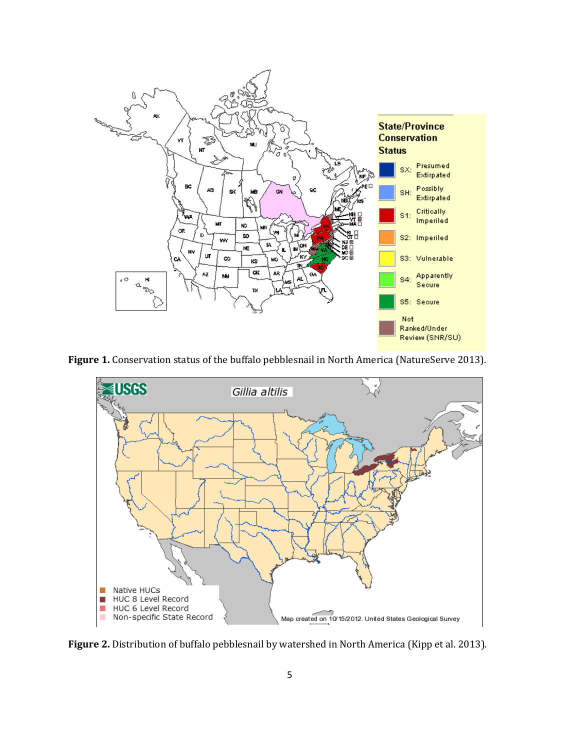**Figure 1.** Conservation status of the buffalo pebblesnail in North America (NatureServe 2013).

**Figure 2.** Distribution of buffalo pebblesnail by watershed in North America (Kipp et al. 2013).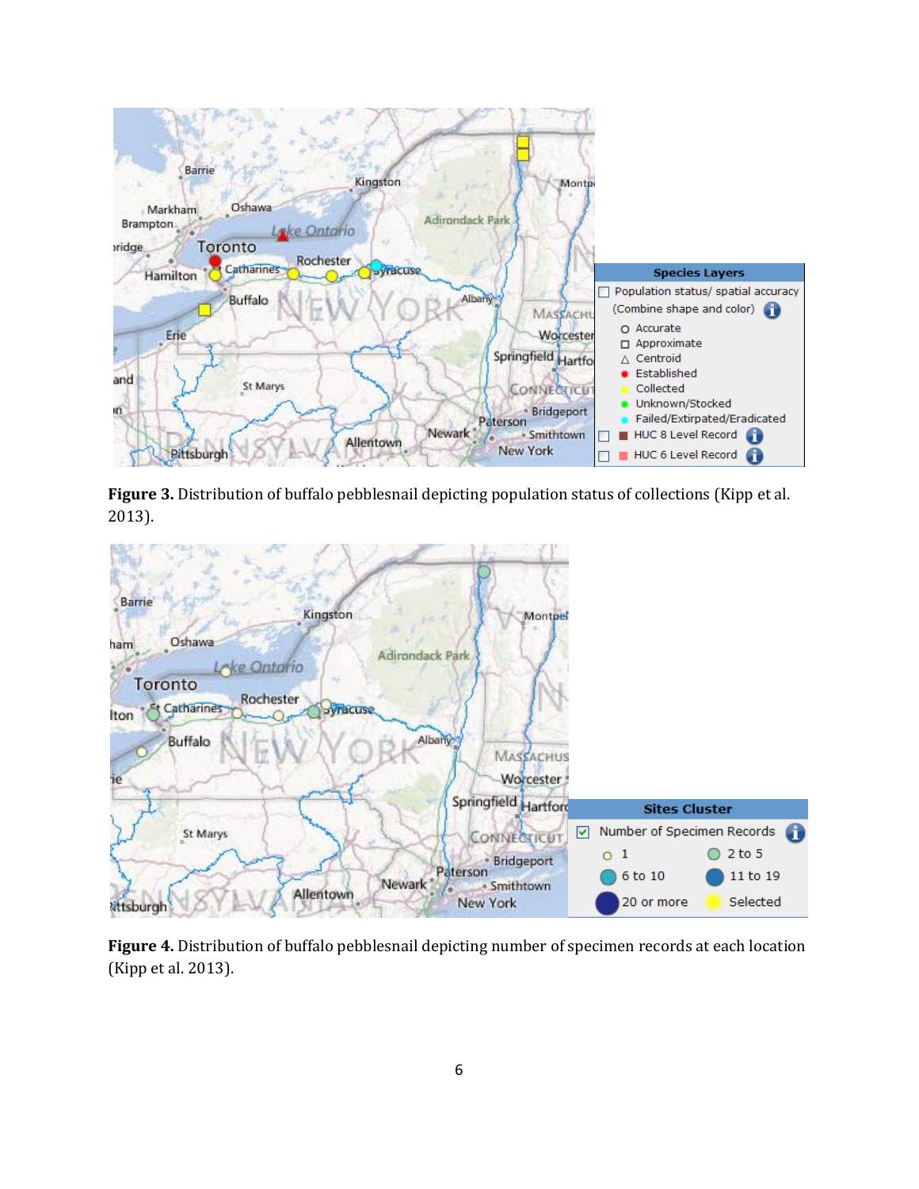**Figure 3.** Distribution of buffalo pebblesnail depicting population status of collections (Kipp et al. 2013).

**Figure 4.** Distribution of buffalo pebblesnail depicting number of specimen records at each location (Kipp et al. 2013).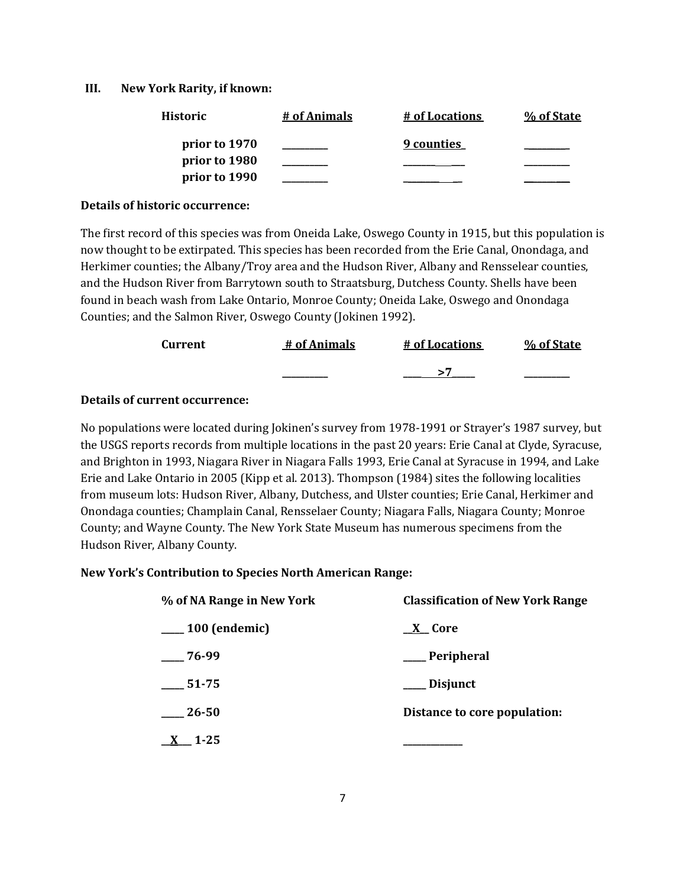### III. New York Rarity, if known:

| Historic | # of Animals | # of Locations | % of State |
|---|---|---|---|
| prior to 1970 | _________ | 9 counties | _________ |
| prior to 1980 | _________ | _________ | _________ |
| prior to 1990 | _________ | _________ | _________ |

**Details of historic occurrence:**

The first record of this species was from Oneida Lake, Oswego County in 1915, but this population is now thought to be extirpated. This species has been recorded from the Erie Canal, Onondaga, and Herkimer counties; the Albany/Troy area and the Hudson River, Albany and Rensselear counties, and the Hudson River from Barrytown south to Straatsburg, Dutchess County. Shells have been found in beach wash from Lake Ontario, Monroe County; Oneida Lake, Oswego and Onondaga Counties; and the Salmon River, Oswego County (Jokinen 1992).

| Current | # of Animals | # of Locations | % of State |
|---|---|---|---|
| | _________ | >7 | _________ |

**Details of current occurrence:**

No populations were located during Jokinen's survey from 1978-1991 or Strayer's 1987 survey, but the USGS reports records from multiple locations in the past 20 years: Erie Canal at Clyde, Syracuse, and Brighton in 1993, Niagara River in Niagara Falls 1993, Erie Canal at Syracuse in 1994, and Lake Erie and Lake Ontario in 2005 (Kipp et al. 2013). Thompson (1984) sites the following localities from museum lots: Hudson River, Albany, Dutchess, and Ulster counties; Erie Canal, Herkimer and Onondaga counties; Champlain Canal, Rensselaer County; Niagara Falls, Niagara County; Monroe County; and Wayne County. The New York State Museum has numerous specimens from the Hudson River, Albany County.

**New York's Contribution to Species North American Range:**

| % of NA Range in New York | Classification of New York Range |
|---|---|
| ____ 100 (endemic) | \_\_X\_\_ Core |
| ____ 76-99 | ____ Peripheral |
| ____ 51-75 | ____ Disjunct |
| ____ 26-50 | **Distance to core population:** |
| \_\_X\_\_ 1-25 | ____________ |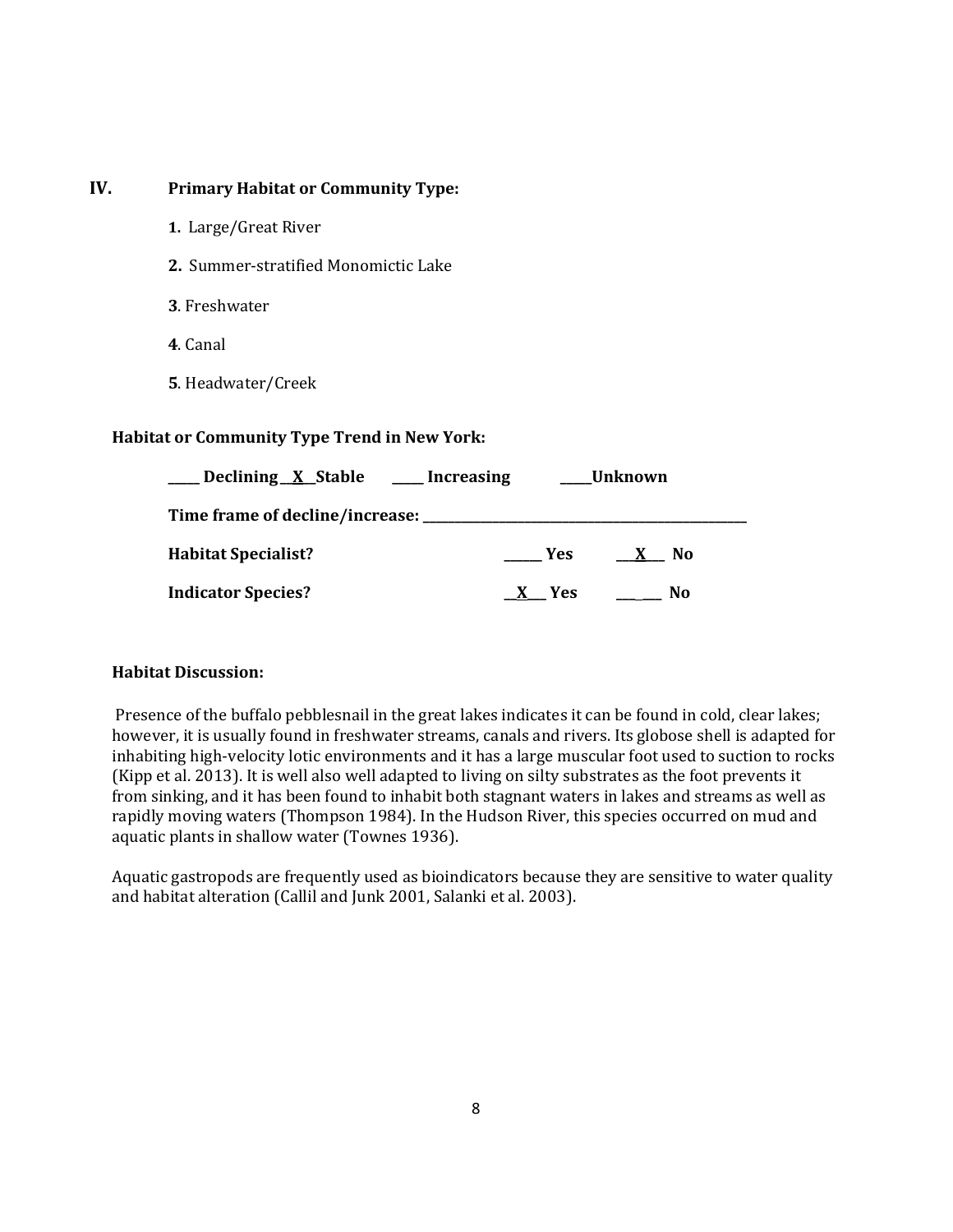## IV. Primary Habitat or Community Type:

1. Large/Great River
2. Summer-stratified Monomictic Lake
3. Freshwater
4. Canal
5. Headwater/Creek

**Habitat or Community Type Trend in New York:**

**____ Declining __X__ Stable ____ Increasing ____Unknown**

**Time frame of decline/increase: ____________________________________________**

**Habitat Specialist?** _____ **Yes** __X__ **No**

**Indicator Species?** __X__ **Yes** _____ **No**

**Habitat Discussion:**

Presence of the buffalo pebblesnail in the great lakes indicates it can be found in cold, clear lakes; however, it is usually found in freshwater streams, canals and rivers. Its globose shell is adapted for inhabiting high-velocity lotic environments and it has a large muscular foot used to suction to rocks (Kipp et al. 2013). It is well also well adapted to living on silty substrates as the foot prevents it from sinking, and it has been found to inhabit both stagnant waters in lakes and streams as well as rapidly moving waters (Thompson 1984). In the Hudson River, this species occurred on mud and aquatic plants in shallow water (Townes 1936).

Aquatic gastropods are frequently used as bioindicators because they are sensitive to water quality and habitat alteration (Callil and Junk 2001, Salanki et al. 2003).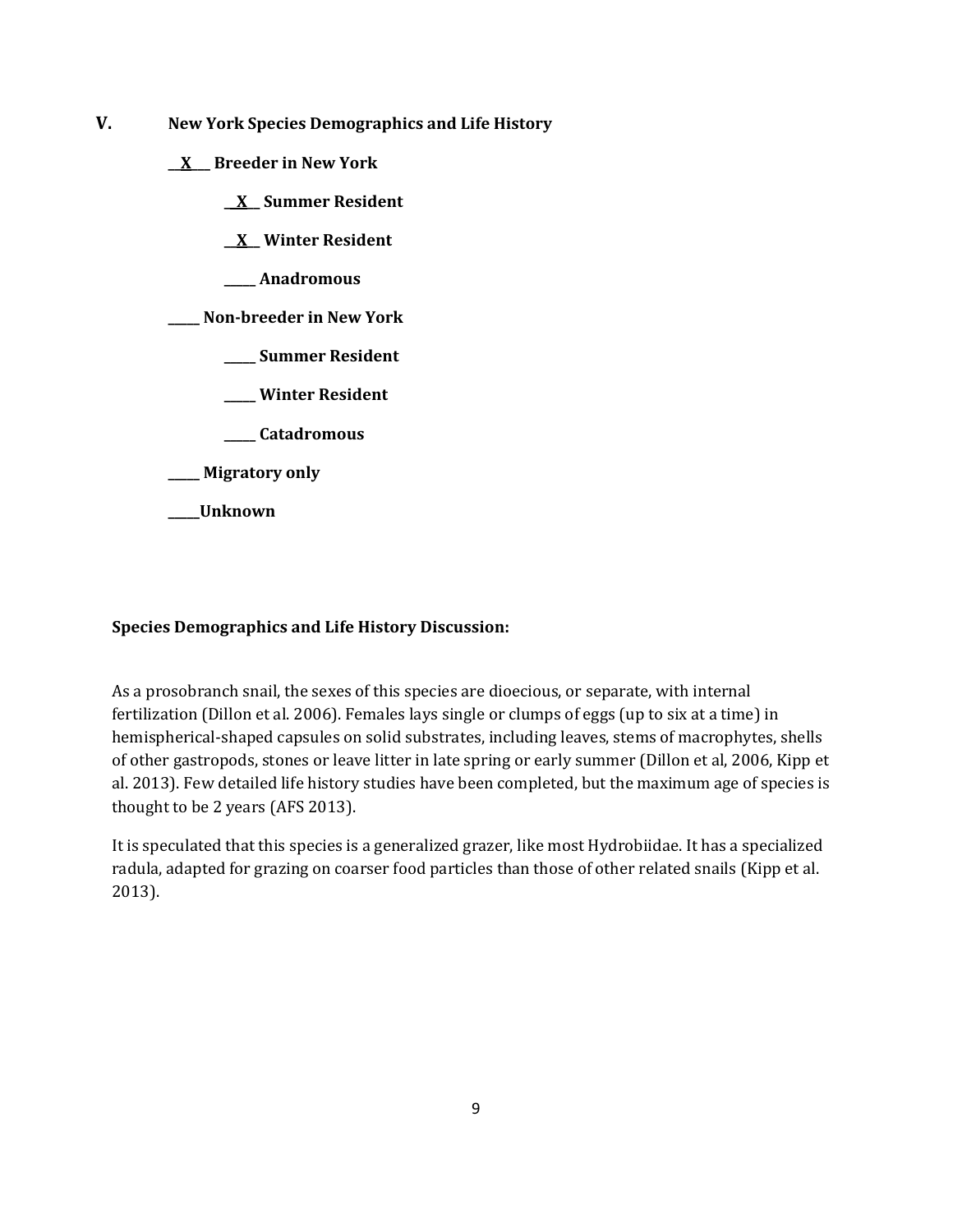## V. New York Species Demographics and Life History

**__X__ Breeder in New York**

**__X__ Summer Resident**

**__X__ Winter Resident**

**_____ Anadromous**

**_____ Non-breeder in New York**

**_____ Summer Resident**

**_____ Winter Resident**

**_____ Catadromous**

**_____ Migratory only**

**_____Unknown**

**Species Demographics and Life History Discussion:**

As a prosobranch snail, the sexes of this species are dioecious, or separate, with internal fertilization (Dillon et al. 2006). Females lays single or clumps of eggs (up to six at a time) in hemispherical-shaped capsules on solid substrates, including leaves, stems of macrophytes, shells of other gastropods, stones or leave litter in late spring or early summer (Dillon et al, 2006, Kipp et al. 2013). Few detailed life history studies have been completed, but the maximum age of species is thought to be 2 years (AFS 2013).

It is speculated that this species is a generalized grazer, like most Hydrobiidae. It has a specialized radula, adapted for grazing on coarser food particles than those of other related snails (Kipp et al. 2013).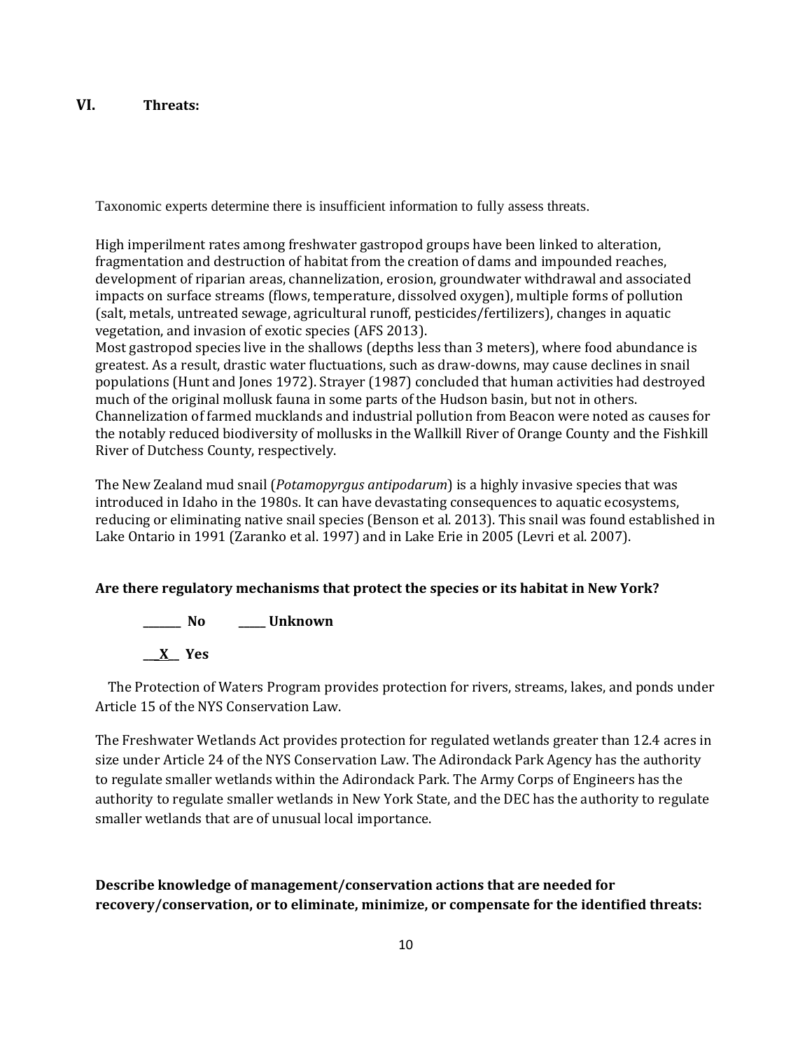## VI. Threats:

Taxonomic experts determine there is insufficient information to fully assess threats.

High imperilment rates among freshwater gastropod groups have been linked to alteration, fragmentation and destruction of habitat from the creation of dams and impounded reaches, development of riparian areas, channelization, erosion, groundwater withdrawal and associated impacts on surface streams (flows, temperature, dissolved oxygen), multiple forms of pollution (salt, metals, untreated sewage, agricultural runoff, pesticides/fertilizers), changes in aquatic vegetation, and invasion of exotic species (AFS 2013).
Most gastropod species live in the shallows (depths less than 3 meters), where food abundance is greatest. As a result, drastic water fluctuations, such as draw-downs, may cause declines in snail populations (Hunt and Jones 1972). Strayer (1987) concluded that human activities had destroyed much of the original mollusk fauna in some parts of the Hudson basin, but not in others. Channelization of farmed mucklands and industrial pollution from Beacon were noted as causes for the notably reduced biodiversity of mollusks in the Wallkill River of Orange County and the Fishkill River of Dutchess County, respectively.

The New Zealand mud snail (*Potamopyrgus antipodarum*) is a highly invasive species that was introduced in Idaho in the 1980s. It can have devastating consequences to aquatic ecosystems, reducing or eliminating native snail species (Benson et al. 2013). This snail was found established in Lake Ontario in 1991 (Zaranko et al. 1997) and in Lake Erie in 2005 (Levri et al. 2007).

**Are there regulatory mechanisms that protect the species or its habitat in New York?**

**_______ No _____ Unknown**

**__X__ Yes**

The Protection of Waters Program provides protection for rivers, streams, lakes, and ponds under Article 15 of the NYS Conservation Law.

The Freshwater Wetlands Act provides protection for regulated wetlands greater than 12.4 acres in size under Article 24 of the NYS Conservation Law. The Adirondack Park Agency has the authority to regulate smaller wetlands within the Adirondack Park. The Army Corps of Engineers has the authority to regulate smaller wetlands in New York State, and the DEC has the authority to regulate smaller wetlands that are of unusual local importance.

**Describe knowledge of management/conservation actions that are needed for recovery/conservation, or to eliminate, minimize, or compensate for the identified threats:**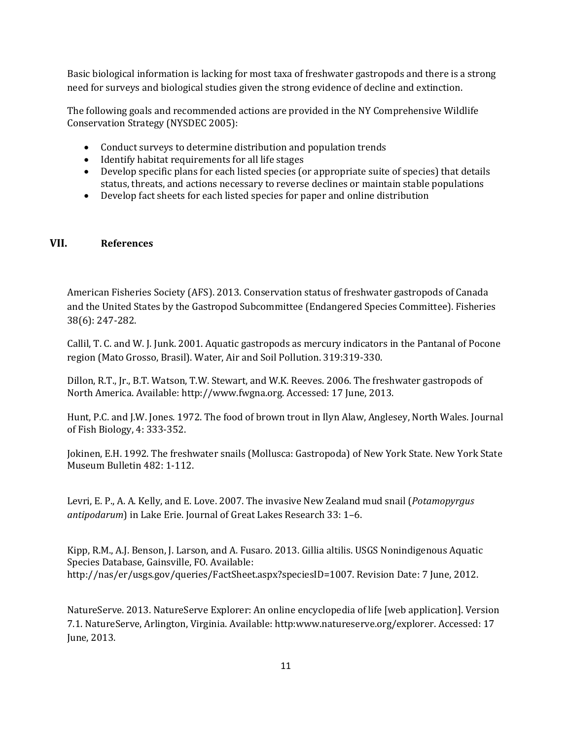Basic biological information is lacking for most taxa of freshwater gastropods and there is a strong need for surveys and biological studies given the strong evidence of decline and extinction.

The following goals and recommended actions are provided in the NY Comprehensive Wildlife Conservation Strategy (NYSDEC 2005):

- Conduct surveys to determine distribution and population trends
- Identify habitat requirements for all life stages
- Develop specific plans for each listed species (or appropriate suite of species) that details status, threats, and actions necessary to reverse declines or maintain stable populations
- Develop fact sheets for each listed species for paper and online distribution

## VII. References

American Fisheries Society (AFS). 2013. Conservation status of freshwater gastropods of Canada and the United States by the Gastropod Subcommittee (Endangered Species Committee). Fisheries 38(6): 247-282.

Callil, T. C. and W. J. Junk. 2001. Aquatic gastropods as mercury indicators in the Pantanal of Pocone region (Mato Grosso, Brasil). Water, Air and Soil Pollution. 319:319-330.

Dillon, R.T., Jr., B.T. Watson, T.W. Stewart, and W.K. Reeves. 2006. The freshwater gastropods of North America. Available: http://www.fwgna.org. Accessed: 17 June, 2013.

Hunt, P.C. and J.W. Jones. 1972. The food of brown trout in Ilyn Alaw, Anglesey, North Wales. Journal of Fish Biology, 4: 333-352.

Jokinen, E.H. 1992. The freshwater snails (Mollusca: Gastropoda) of New York State. New York State Museum Bulletin 482: 1-112.

Levri, E. P., A. A. Kelly, and E. Love. 2007. The invasive New Zealand mud snail (*Potamopyrgus antipodarum*) in Lake Erie. Journal of Great Lakes Research 33: 1–6.

Kipp, R.M., A.J. Benson, J. Larson, and A. Fusaro. 2013. Gillia altilis. USGS Nonindigenous Aquatic Species Database, Gainsville, FO. Available: http://nas/er/usgs.gov/queries/FactSheet.aspx?speciesID=1007. Revision Date: 7 June, 2012.

NatureServe. 2013. NatureServe Explorer: An online encyclopedia of life [web application]. Version 7.1. NatureServe, Arlington, Virginia. Available: http:www.natureserve.org/explorer. Accessed: 17 June, 2013.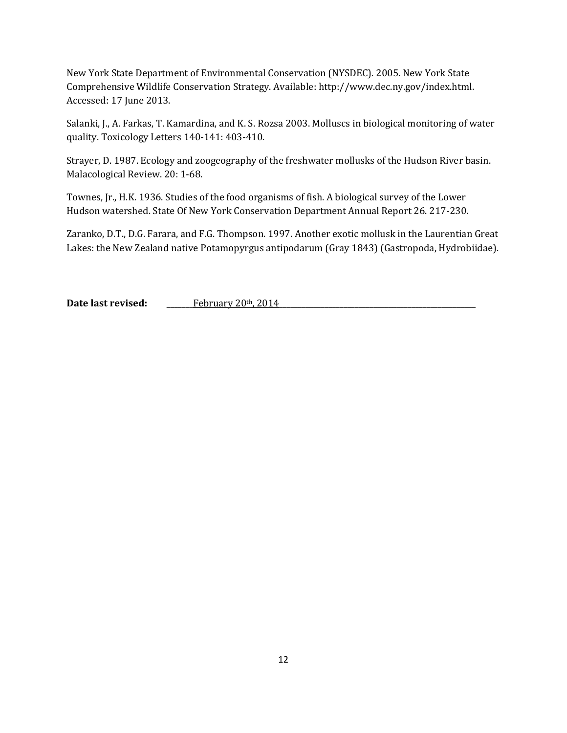New York State Department of Environmental Conservation (NYSDEC). 2005. New York State Comprehensive Wildlife Conservation Strategy. Available: http://www.dec.ny.gov/index.html. Accessed: 17 June 2013.

Salanki, J., A. Farkas, T. Kamardina, and K. S. Rozsa 2003. Molluscs in biological monitoring of water quality. Toxicology Letters 140-141: 403-410.

Strayer, D. 1987. Ecology and zoogeography of the freshwater mollusks of the Hudson River basin. Malacological Review. 20: 1-68.

Townes, Jr., H.K. 1936. Studies of the food organisms of fish. A biological survey of the Lower Hudson watershed. State Of New York Conservation Department Annual Report 26. 217-230.

Zaranko, D.T., D.G. Farara, and F.G. Thompson. 1997. Another exotic mollusk in the Laurentian Great Lakes: the New Zealand native Potamopyrgus antipodarum (Gray 1843) (Gastropoda, Hydrobiidae).

**Date last revised:** February 20th, 2014